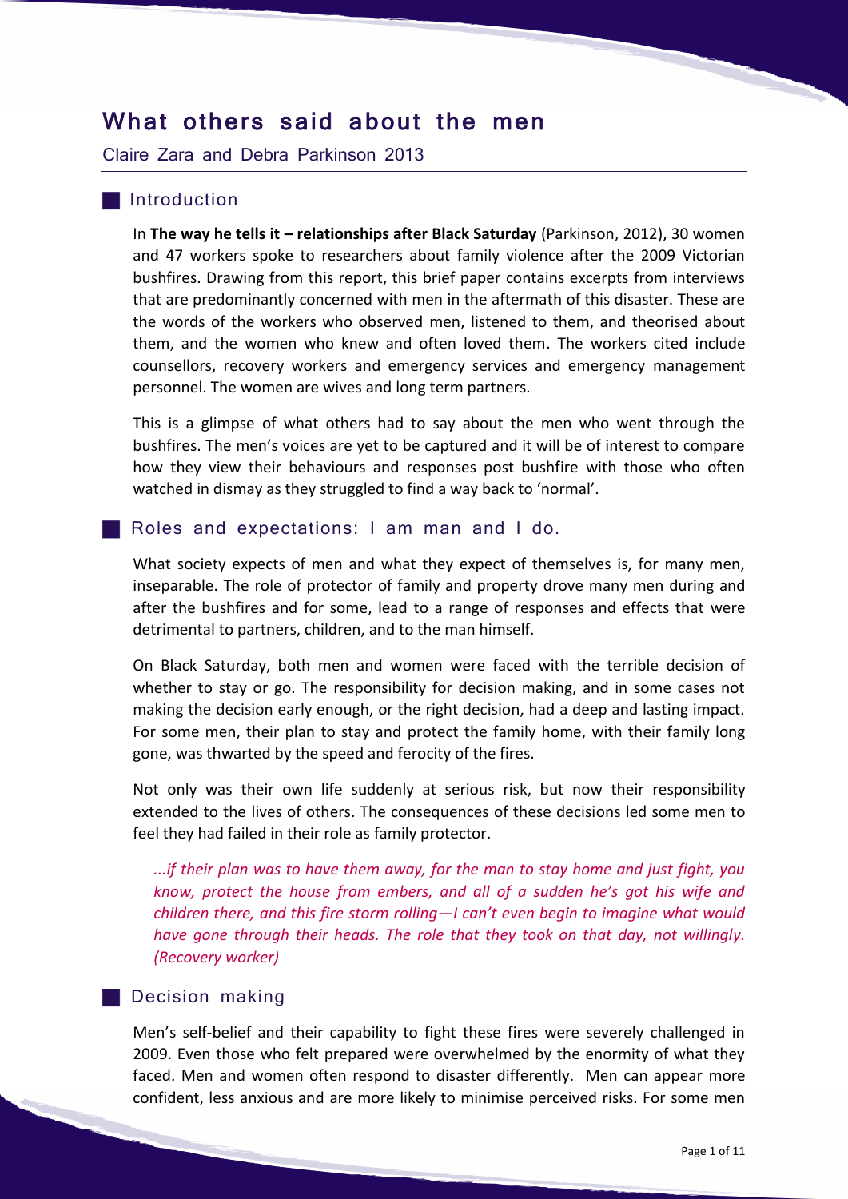# What others said about the men

Claire Zara and Debra Parkinson 2013

## Introduction

In **The way he tells it – relationships after Black Saturday** (Parkinson, 2012), 30 women and 47 workers spoke to researchers about family violence after the 2009 Victorian bushfires. Drawing from this report, this brief paper contains excerpts from interviews that are predominantly concerned with men in the aftermath of this disaster. These are the words of the workers who observed men, listened to them, and theorised about them, and the women who knew and often loved them. The workers cited include counsellors, recovery workers and emergency services and emergency management personnel. The women are wives and long term partners.

This is a glimpse of what others had to say about the men who went through the bushfires. The men's voices are yet to be captured and it will be of interest to compare how they view their behaviours and responses post bushfire with those who often watched in dismay as they struggled to find a way back to 'normal'.

## Roles and expectations: I am man and I do.

What society expects of men and what they expect of themselves is, for many men, inseparable. The role of protector of family and property drove many men during and after the bushfires and for some, lead to a range of responses and effects that were detrimental to partners, children, and to the man himself.

On Black Saturday, both men and women were faced with the terrible decision of whether to stay or go. The responsibility for decision making, and in some cases not making the decision early enough, or the right decision, had a deep and lasting impact. For some men, their plan to stay and protect the family home, with their family long gone, was thwarted by the speed and ferocity of the fires.

Not only was their own life suddenly at serious risk, but now their responsibility extended to the lives of others. The consequences of these decisions led some men to feel they had failed in their role as family protector.

> *...if their plan was to have them away, for the man to stay home and just fight, you know, protect the house from embers, and all of a sudden he's got his wife and children there, and this fire storm rolling—I can't even begin to imagine what would have gone through their heads. The role that they took on that day, not willingly. (Recovery worker)*

## Decision making

Men's self-belief and their capability to fight these fires were severely challenged in 2009. Even those who felt prepared were overwhelmed by the enormity of what they faced. Men and women often respond to disaster differently. Men can appear more confident, less anxious and are more likely to minimise perceived risks. For some men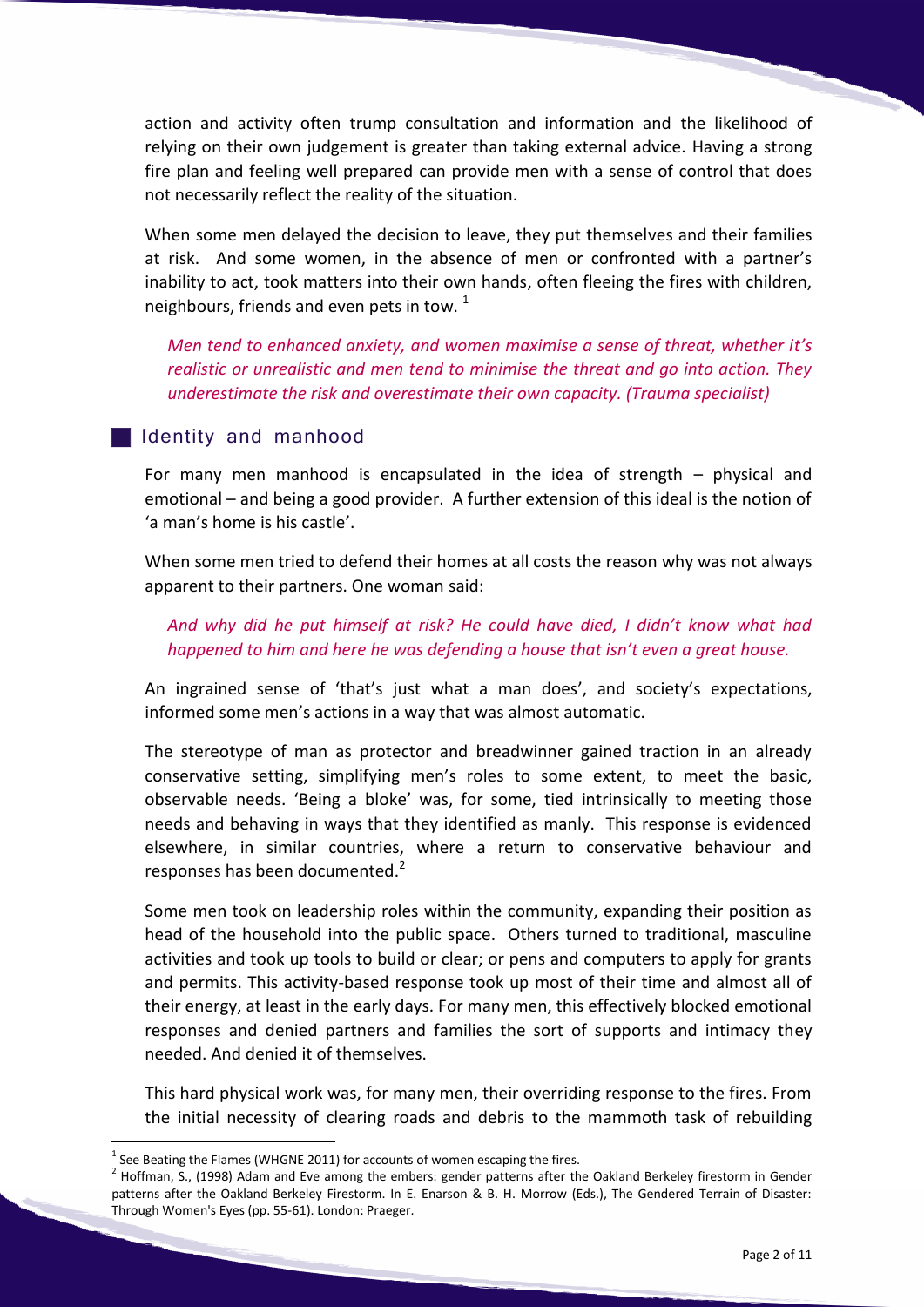action and activity often trump consultation and information and the likelihood of relying on their own judgement is greater than taking external advice. Having a strong fire plan and feeling well prepared can provide men with a sense of control that does not necessarily reflect the reality of the situation.

When some men delayed the decision to leave, they put themselves and their families at risk. And some women, in the absence of men or confronted with a partner's inability to act, took matters into their own hands, often fleeing the fires with children, neighbours, friends and even pets in tow. [1]

*Men tend to enhanced anxiety, and women maximise a sense of threat, whether it's realistic or unrealistic and men tend to minimise the threat and go into action. They underestimate the risk and overestimate their own capacity. (Trauma specialist)*

## Identity and manhood

For many men manhood is encapsulated in the idea of strength – physical and emotional – and being a good provider. A further extension of this ideal is the notion of 'a man's home is his castle'.

When some men tried to defend their homes at all costs the reason why was not always apparent to their partners. One woman said:

*And why did he put himself at risk? He could have died, I didn't know what had happened to him and here he was defending a house that isn't even a great house.*

An ingrained sense of 'that's just what a man does', and society's expectations, informed some men's actions in a way that was almost automatic.

The stereotype of man as protector and breadwinner gained traction in an already conservative setting, simplifying men's roles to some extent, to meet the basic, observable needs. 'Being a bloke' was, for some, tied intrinsically to meeting those needs and behaving in ways that they identified as manly. This response is evidenced elsewhere, in similar countries, where a return to conservative behaviour and responses has been documented.[2]

Some men took on leadership roles within the community, expanding their position as head of the household into the public space. Others turned to traditional, masculine activities and took up tools to build or clear; or pens and computers to apply for grants and permits. This activity-based response took up most of their time and almost all of their energy, at least in the early days. For many men, this effectively blocked emotional responses and denied partners and families the sort of supports and intimacy they needed. And denied it of themselves.

This hard physical work was, for many men, their overriding response to the fires. From the initial necessity of clearing roads and debris to the mammoth task of rebuilding

---

[1] See Beating the Flames (WHGNE 2011) for accounts of women escaping the fires.

[2] Hoffman, S., (1998) Adam and Eve among the embers: gender patterns after the Oakland Berkeley firestorm in Gender patterns after the Oakland Berkeley Firestorm. In E. Enarson & B. H. Morrow (Eds.), The Gendered Terrain of Disaster: Through Women's Eyes (pp. 55-61). London: Praeger.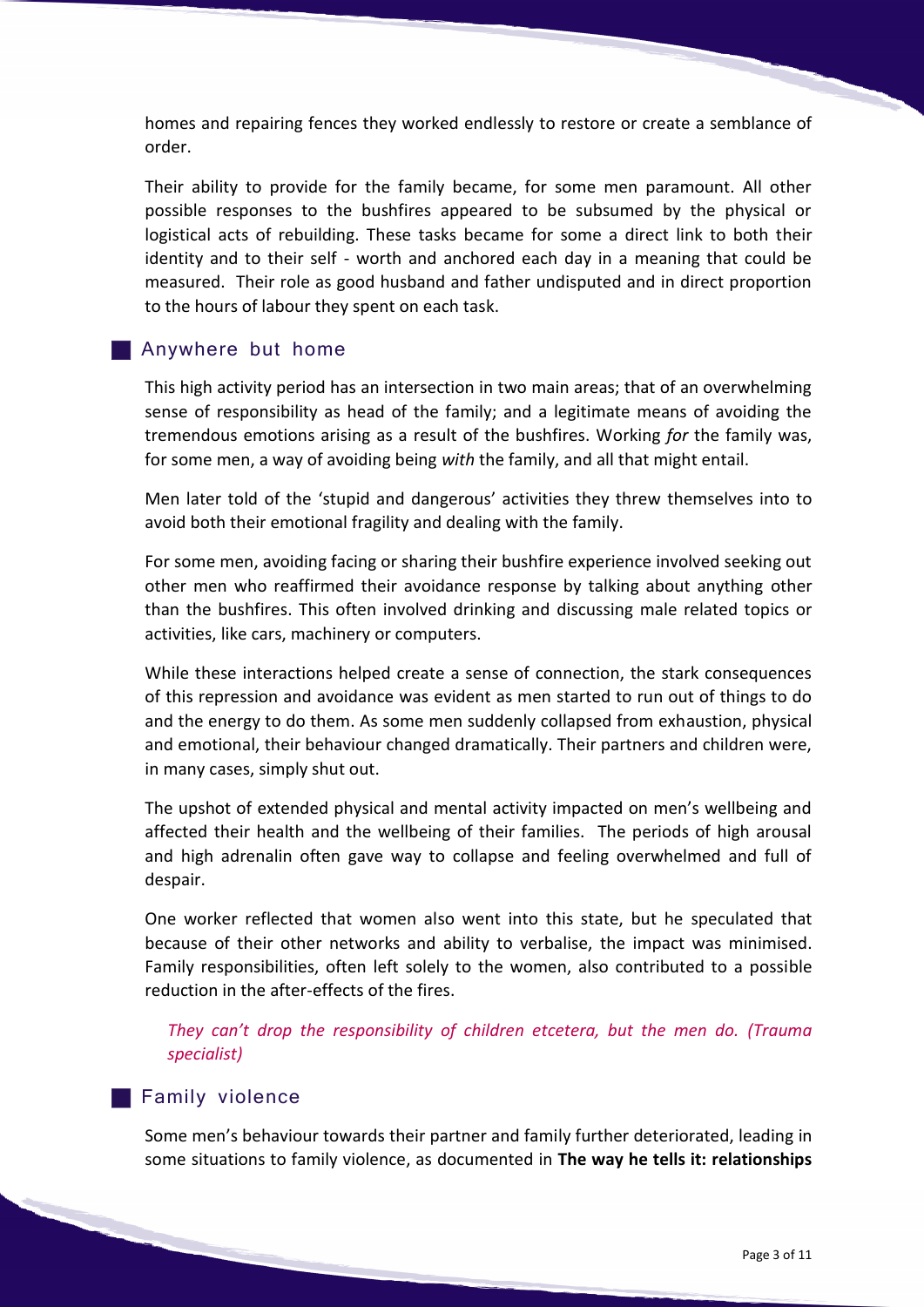homes and repairing fences they worked endlessly to restore or create a semblance of order.

Their ability to provide for the family became, for some men paramount. All other possible responses to the bushfires appeared to be subsumed by the physical or logistical acts of rebuilding. These tasks became for some a direct link to both their identity and to their self - worth and anchored each day in a meaning that could be measured. Their role as good husband and father undisputed and in direct proportion to the hours of labour they spent on each task.

## Anywhere but home

This high activity period has an intersection in two main areas; that of an overwhelming sense of responsibility as head of the family; and a legitimate means of avoiding the tremendous emotions arising as a result of the bushfires. Working *for* the family was, for some men, a way of avoiding being *with* the family, and all that might entail.

Men later told of the 'stupid and dangerous' activities they threw themselves into to avoid both their emotional fragility and dealing with the family.

For some men, avoiding facing or sharing their bushfire experience involved seeking out other men who reaffirmed their avoidance response by talking about anything other than the bushfires. This often involved drinking and discussing male related topics or activities, like cars, machinery or computers.

While these interactions helped create a sense of connection, the stark consequences of this repression and avoidance was evident as men started to run out of things to do and the energy to do them. As some men suddenly collapsed from exhaustion, physical and emotional, their behaviour changed dramatically. Their partners and children were, in many cases, simply shut out.

The upshot of extended physical and mental activity impacted on men's wellbeing and affected their health and the wellbeing of their families. The periods of high arousal and high adrenalin often gave way to collapse and feeling overwhelmed and full of despair.

One worker reflected that women also went into this state, but he speculated that because of their other networks and ability to verbalise, the impact was minimised. Family responsibilities, often left solely to the women, also contributed to a possible reduction in the after-effects of the fires.

> *They can't drop the responsibility of children etcetera, but the men do. (Trauma specialist)*

## Family violence

Some men's behaviour towards their partner and family further deteriorated, leading in some situations to family violence, as documented in **The way he tells it: relationships**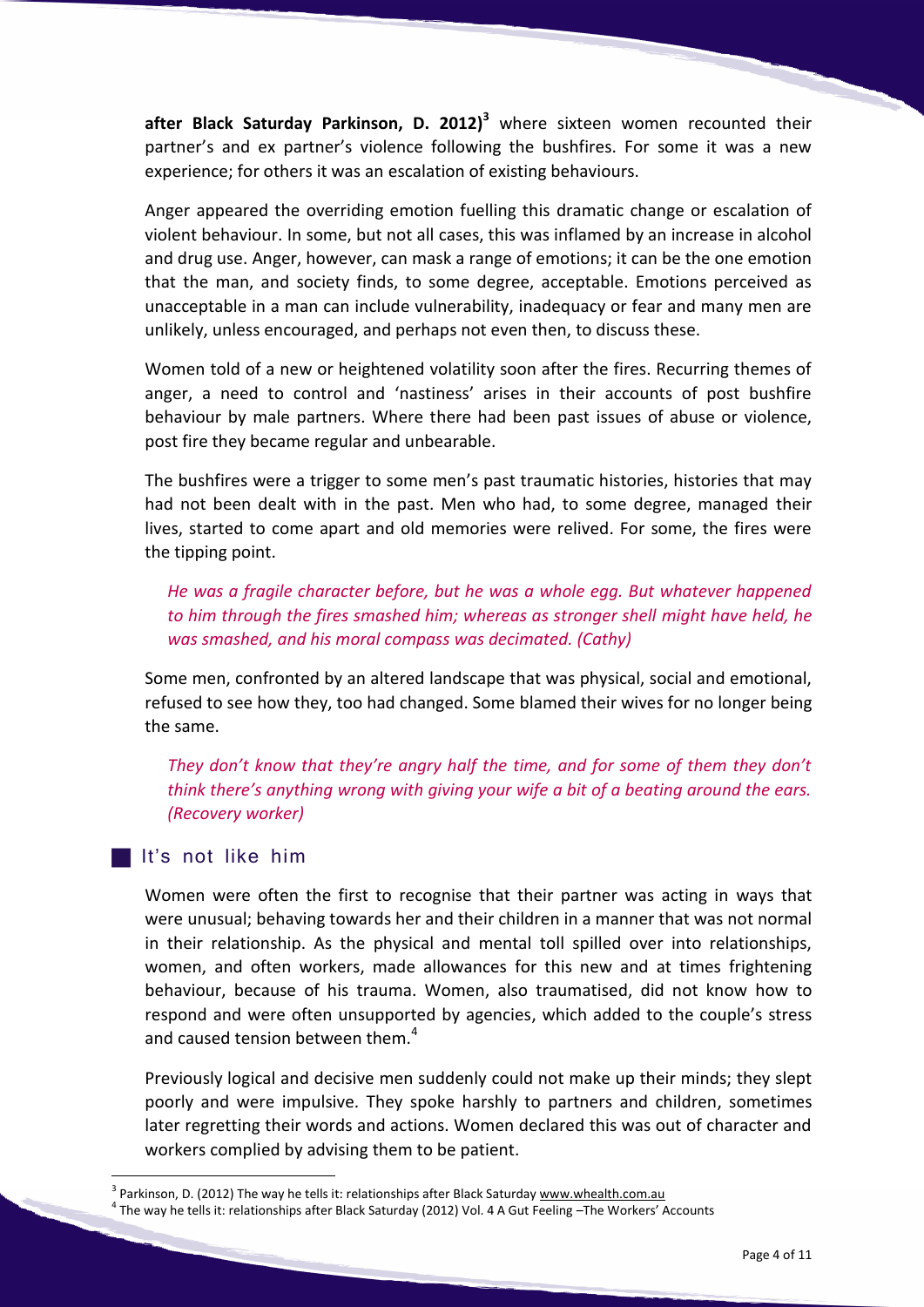**after Black Saturday Parkinson, D. 2012)**[3] where sixteen women recounted their partner's and ex partner's violence following the bushfires. For some it was a new experience; for others it was an escalation of existing behaviours.

Anger appeared the overriding emotion fuelling this dramatic change or escalation of violent behaviour. In some, but not all cases, this was inflamed by an increase in alcohol and drug use. Anger, however, can mask a range of emotions; it can be the one emotion that the man, and society finds, to some degree, acceptable. Emotions perceived as unacceptable in a man can include vulnerability, inadequacy or fear and many men are unlikely, unless encouraged, and perhaps not even then, to discuss these.

Women told of a new or heightened volatility soon after the fires. Recurring themes of anger, a need to control and 'nastiness' arises in their accounts of post bushfire behaviour by male partners. Where there had been past issues of abuse or violence, post fire they became regular and unbearable.

The bushfires were a trigger to some men's past traumatic histories, histories that may had not been dealt with in the past. Men who had, to some degree, managed their lives, started to come apart and old memories were relived. For some, the fires were the tipping point.

> *He was a fragile character before, but he was a whole egg. But whatever happened to him through the fires smashed him; whereas as stronger shell might have held, he was smashed, and his moral compass was decimated. (Cathy)*

Some men, confronted by an altered landscape that was physical, social and emotional, refused to see how they, too had changed. Some blamed their wives for no longer being the same.

> *They don't know that they're angry half the time, and for some of them they don't think there's anything wrong with giving your wife a bit of a beating around the ears. (Recovery worker)*

## It's not like him

Women were often the first to recognise that their partner was acting in ways that were unusual; behaving towards her and their children in a manner that was not normal in their relationship. As the physical and mental toll spilled over into relationships, women, and often workers, made allowances for this new and at times frightening behaviour, because of his trauma. Women, also traumatised, did not know how to respond and were often unsupported by agencies, which added to the couple's stress and caused tension between them.[4]

Previously logical and decisive men suddenly could not make up their minds; they slept poorly and were impulsive. They spoke harshly to partners and children, sometimes later regretting their words and actions. Women declared this was out of character and workers complied by advising them to be patient.

---

[3] Parkinson, D. (2012) The way he tells it: relationships after Black Saturday www.whealth.com.au

[4] The way he tells it: relationships after Black Saturday (2012) Vol. 4 A Gut Feeling –The Workers' Accounts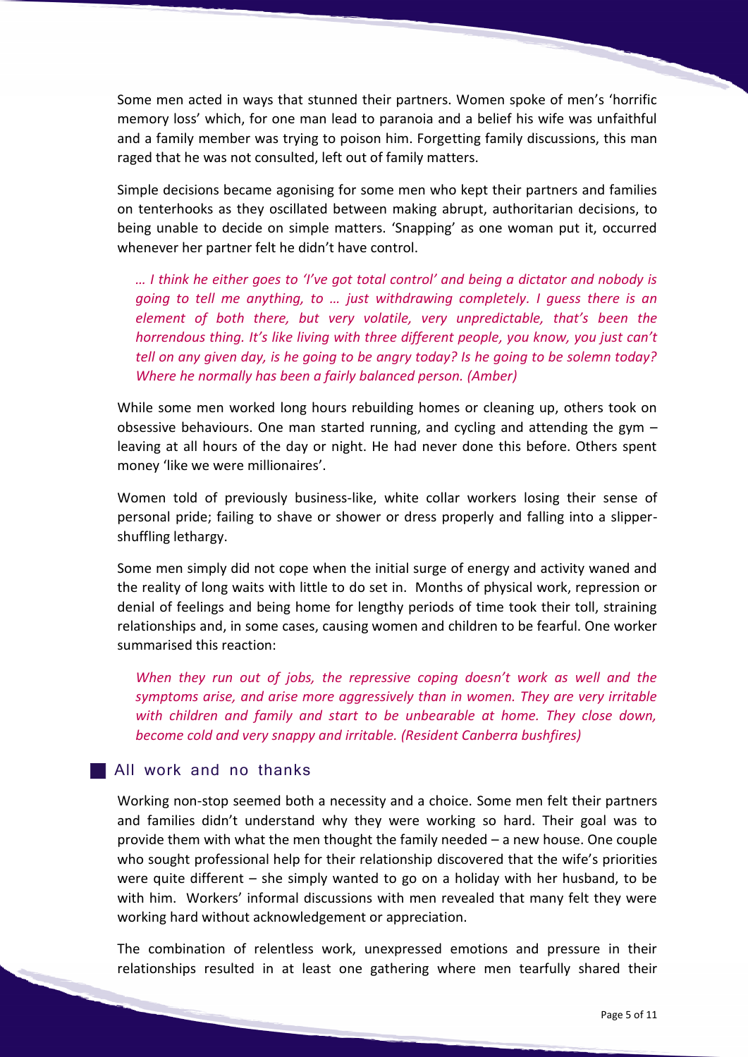Some men acted in ways that stunned their partners. Women spoke of men's 'horrific memory loss' which, for one man lead to paranoia and a belief his wife was unfaithful and a family member was trying to poison him. Forgetting family discussions, this man raged that he was not consulted, left out of family matters.

Simple decisions became agonising for some men who kept their partners and families on tenterhooks as they oscillated between making abrupt, authoritarian decisions, to being unable to decide on simple matters. 'Snapping' as one woman put it, occurred whenever her partner felt he didn't have control.

> *… I think he either goes to 'I've got total control' and being a dictator and nobody is going to tell me anything, to … just withdrawing completely. I guess there is an element of both there, but very volatile, very unpredictable, that's been the horrendous thing. It's like living with three different people, you know, you just can't tell on any given day, is he going to be angry today? Is he going to be solemn today? Where he normally has been a fairly balanced person. (Amber)*

While some men worked long hours rebuilding homes or cleaning up, others took on obsessive behaviours. One man started running, and cycling and attending the gym – leaving at all hours of the day or night. He had never done this before. Others spent money 'like we were millionaires'.

Women told of previously business-like, white collar workers losing their sense of personal pride; failing to shave or shower or dress properly and falling into a slipper-shuffling lethargy.

Some men simply did not cope when the initial surge of energy and activity waned and the reality of long waits with little to do set in. Months of physical work, repression or denial of feelings and being home for lengthy periods of time took their toll, straining relationships and, in some cases, causing women and children to be fearful. One worker summarised this reaction:

> *When they run out of jobs, the repressive coping doesn't work as well and the symptoms arise, and arise more aggressively than in women. They are very irritable with children and family and start to be unbearable at home. They close down, become cold and very snappy and irritable. (Resident Canberra bushfires)*

## All work and no thanks

Working non-stop seemed both a necessity and a choice. Some men felt their partners and families didn't understand why they were working so hard. Their goal was to provide them with what the men thought the family needed – a new house. One couple who sought professional help for their relationship discovered that the wife's priorities were quite different – she simply wanted to go on a holiday with her husband, to be with him. Workers' informal discussions with men revealed that many felt they were working hard without acknowledgement or appreciation.

The combination of relentless work, unexpressed emotions and pressure in their relationships resulted in at least one gathering where men tearfully shared their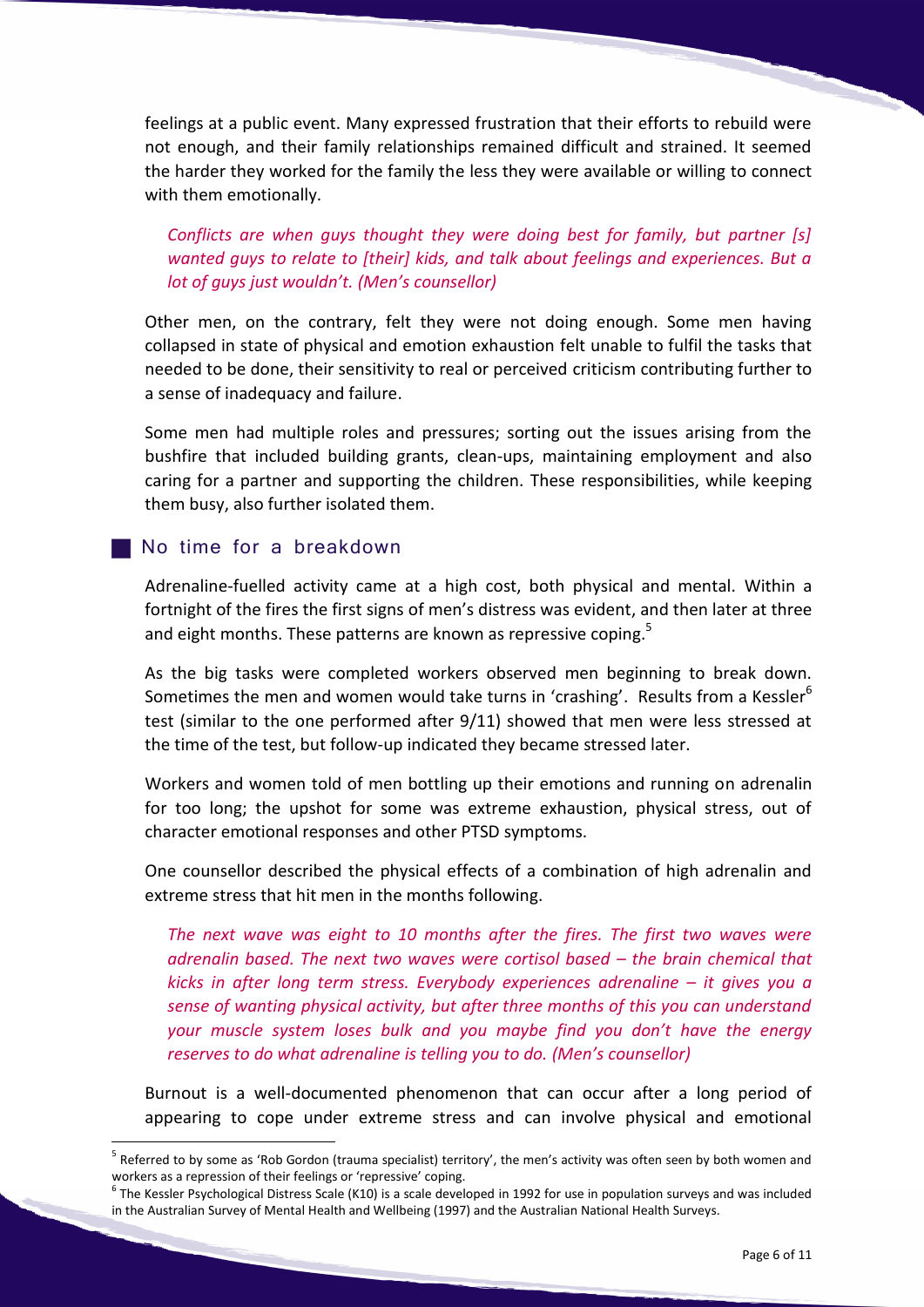feelings at a public event. Many expressed frustration that their efforts to rebuild were not enough, and their family relationships remained difficult and strained. It seemed the harder they worked for the family the less they were available or willing to connect with them emotionally.

> *Conflicts are when guys thought they were doing best for family, but partner [s] wanted guys to relate to [their] kids, and talk about feelings and experiences. But a lot of guys just wouldn't. (Men's counsellor)*

Other men, on the contrary, felt they were not doing enough. Some men having collapsed in state of physical and emotion exhaustion felt unable to fulfil the tasks that needed to be done, their sensitivity to real or perceived criticism contributing further to a sense of inadequacy and failure.

Some men had multiple roles and pressures; sorting out the issues arising from the bushfire that included building grants, clean-ups, maintaining employment and also caring for a partner and supporting the children. These responsibilities, while keeping them busy, also further isolated them.

## No time for a breakdown

Adrenaline-fuelled activity came at a high cost, both physical and mental. Within a fortnight of the fires the first signs of men's distress was evident, and then later at three and eight months. These patterns are known as repressive coping.[5]

As the big tasks were completed workers observed men beginning to break down. Sometimes the men and women would take turns in 'crashing'. Results from a Kessler[6] test (similar to the one performed after 9/11) showed that men were less stressed at the time of the test, but follow-up indicated they became stressed later.

Workers and women told of men bottling up their emotions and running on adrenalin for too long; the upshot for some was extreme exhaustion, physical stress, out of character emotional responses and other PTSD symptoms.

One counsellor described the physical effects of a combination of high adrenalin and extreme stress that hit men in the months following.

> *The next wave was eight to 10 months after the fires. The first two waves were adrenalin based. The next two waves were cortisol based – the brain chemical that kicks in after long term stress. Everybody experiences adrenaline – it gives you a sense of wanting physical activity, but after three months of this you can understand your muscle system loses bulk and you maybe find you don't have the energy reserves to do what adrenaline is telling you to do. (Men's counsellor)*

Burnout is a well-documented phenomenon that can occur after a long period of appearing to cope under extreme stress and can involve physical and emotional

---

[5] Referred to by some as 'Rob Gordon (trauma specialist) territory', the men's activity was often seen by both women and workers as a repression of their feelings or 'repressive' coping.

[6] The Kessler Psychological Distress Scale (K10) is a scale developed in 1992 for use in population surveys and was included in the Australian Survey of Mental Health and Wellbeing (1997) and the Australian National Health Surveys.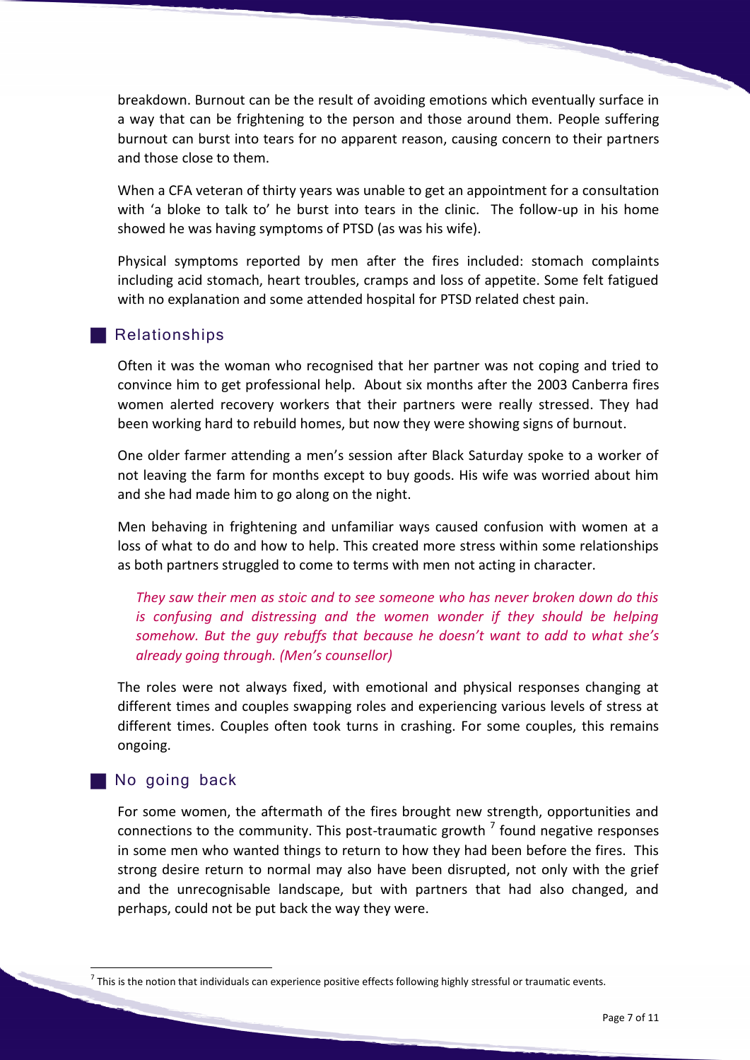breakdown. Burnout can be the result of avoiding emotions which eventually surface in a way that can be frightening to the person and those around them. People suffering burnout can burst into tears for no apparent reason, causing concern to their partners and those close to them.

When a CFA veteran of thirty years was unable to get an appointment for a consultation with 'a bloke to talk to' he burst into tears in the clinic. The follow-up in his home showed he was having symptoms of PTSD (as was his wife).

Physical symptoms reported by men after the fires included: stomach complaints including acid stomach, heart troubles, cramps and loss of appetite. Some felt fatigued with no explanation and some attended hospital for PTSD related chest pain.

## Relationships

Often it was the woman who recognised that her partner was not coping and tried to convince him to get professional help. About six months after the 2003 Canberra fires women alerted recovery workers that their partners were really stressed. They had been working hard to rebuild homes, but now they were showing signs of burnout.

One older farmer attending a men's session after Black Saturday spoke to a worker of not leaving the farm for months except to buy goods. His wife was worried about him and she had made him to go along on the night.

Men behaving in frightening and unfamiliar ways caused confusion with women at a loss of what to do and how to help. This created more stress within some relationships as both partners struggled to come to terms with men not acting in character.

> *They saw their men as stoic and to see someone who has never broken down do this is confusing and distressing and the women wonder if they should be helping somehow. But the guy rebuffs that because he doesn't want to add to what she's already going through. (Men's counsellor)*

The roles were not always fixed, with emotional and physical responses changing at different times and couples swapping roles and experiencing various levels of stress at different times. Couples often took turns in crashing. For some couples, this remains ongoing.

## No going back

For some women, the aftermath of the fires brought new strength, opportunities and connections to the community. This post-traumatic growth [7] found negative responses in some men who wanted things to return to how they had been before the fires. This strong desire return to normal may also have been disrupted, not only with the grief and the unrecognisable landscape, but with partners that had also changed, and perhaps, could not be put back the way they were.

---

[7] This is the notion that individuals can experience positive effects following highly stressful or traumatic events.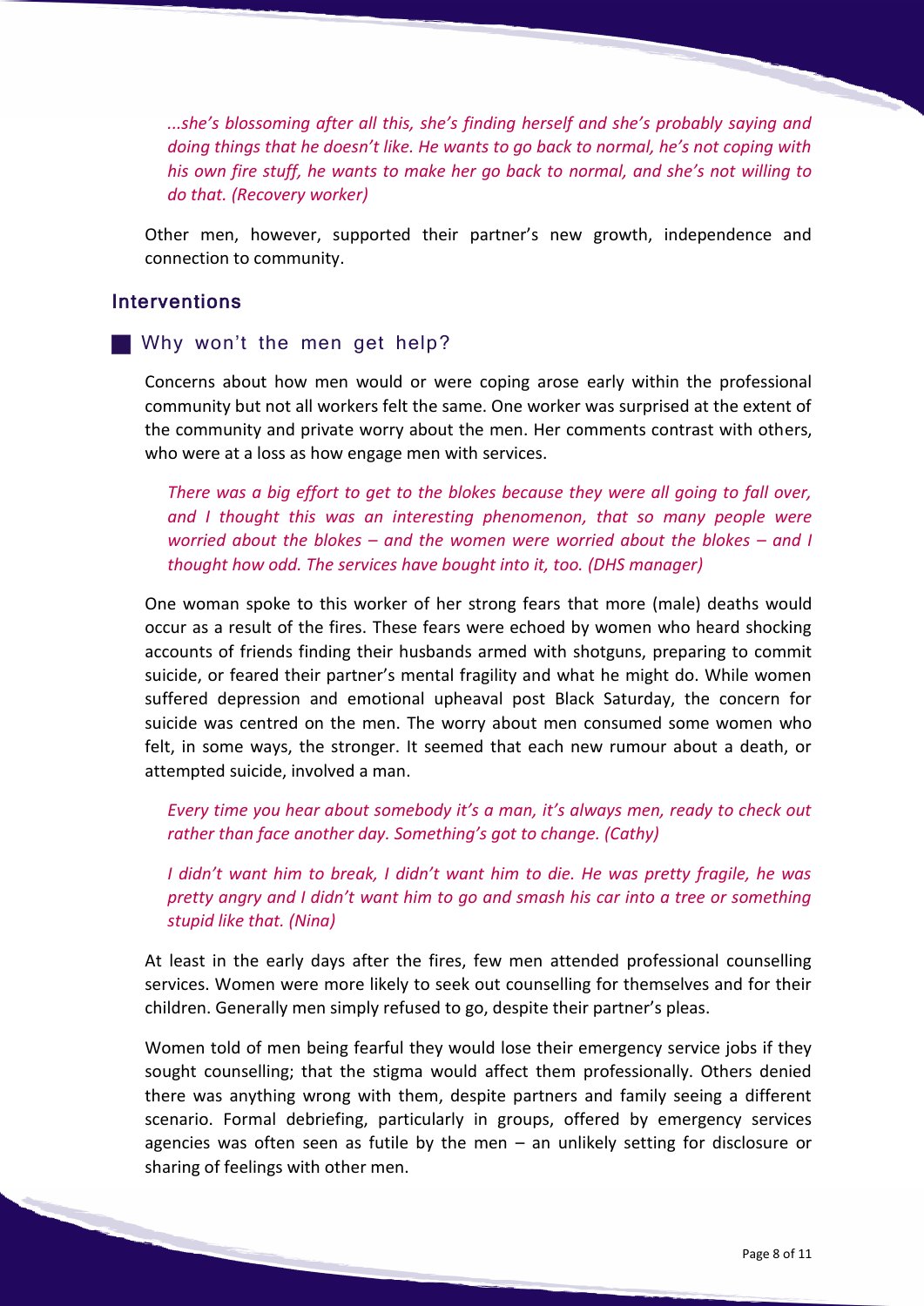*...she's blossoming after all this, she's finding herself and she's probably saying and doing things that he doesn't like. He wants to go back to normal, he's not coping with his own fire stuff, he wants to make her go back to normal, and she's not willing to do that. (Recovery worker)*

Other men, however, supported their partner's new growth, independence and connection to community.

## Interventions

### Why won't the men get help?

Concerns about how men would or were coping arose early within the professional community but not all workers felt the same. One worker was surprised at the extent of the community and private worry about the men. Her comments contrast with others, who were at a loss as how engage men with services.

*There was a big effort to get to the blokes because they were all going to fall over, and I thought this was an interesting phenomenon, that so many people were worried about the blokes – and the women were worried about the blokes – and I thought how odd. The services have bought into it, too. (DHS manager)*

One woman spoke to this worker of her strong fears that more (male) deaths would occur as a result of the fires. These fears were echoed by women who heard shocking accounts of friends finding their husbands armed with shotguns, preparing to commit suicide, or feared their partner's mental fragility and what he might do. While women suffered depression and emotional upheaval post Black Saturday, the concern for suicide was centred on the men. The worry about men consumed some women who felt, in some ways, the stronger. It seemed that each new rumour about a death, or attempted suicide, involved a man.

*Every time you hear about somebody it's a man, it's always men, ready to check out rather than face another day. Something's got to change. (Cathy)*

*I didn't want him to break, I didn't want him to die. He was pretty fragile, he was pretty angry and I didn't want him to go and smash his car into a tree or something stupid like that. (Nina)*

At least in the early days after the fires, few men attended professional counselling services. Women were more likely to seek out counselling for themselves and for their children. Generally men simply refused to go, despite their partner's pleas.

Women told of men being fearful they would lose their emergency service jobs if they sought counselling; that the stigma would affect them professionally. Others denied there was anything wrong with them, despite partners and family seeing a different scenario. Formal debriefing, particularly in groups, offered by emergency services agencies was often seen as futile by the men – an unlikely setting for disclosure or sharing of feelings with other men.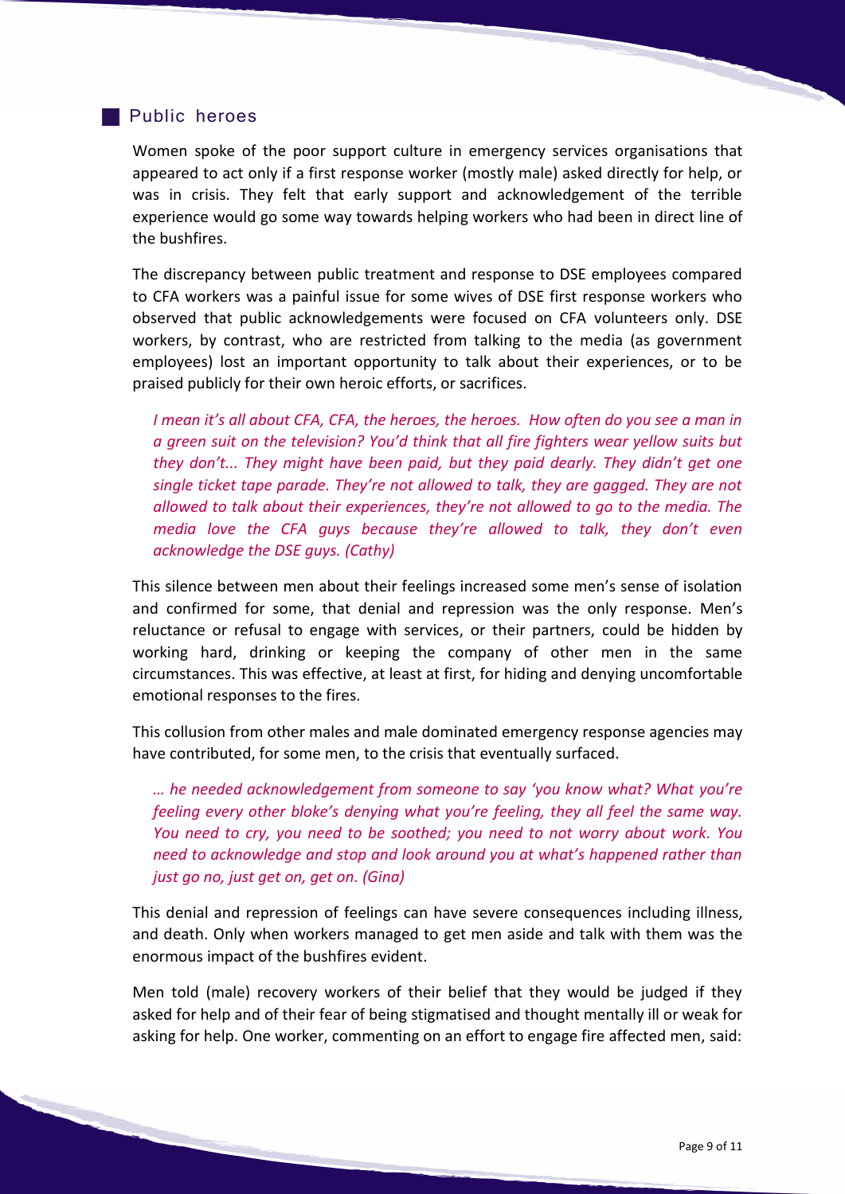## Public heroes

Women spoke of the poor support culture in emergency services organisations that appeared to act only if a first response worker (mostly male) asked directly for help, or was in crisis. They felt that early support and acknowledgement of the terrible experience would go some way towards helping workers who had been in direct line of the bushfires.

The discrepancy between public treatment and response to DSE employees compared to CFA workers was a painful issue for some wives of DSE first response workers who observed that public acknowledgements were focused on CFA volunteers only. DSE workers, by contrast, who are restricted from talking to the media (as government employees) lost an important opportunity to talk about their experiences, or to be praised publicly for their own heroic efforts, or sacrifices.

> *I mean it's all about CFA, CFA, the heroes, the heroes. How often do you see a man in a green suit on the television? You'd think that all fire fighters wear yellow suits but they don't... They might have been paid, but they paid dearly. They didn't get one single ticket tape parade. They're not allowed to talk, they are gagged. They are not allowed to talk about their experiences, they're not allowed to go to the media. The media love the CFA guys because they're allowed to talk, they don't even acknowledge the DSE guys. (Cathy)*

This silence between men about their feelings increased some men's sense of isolation and confirmed for some, that denial and repression was the only response. Men's reluctance or refusal to engage with services, or their partners, could be hidden by working hard, drinking or keeping the company of other men in the same circumstances. This was effective, at least at first, for hiding and denying uncomfortable emotional responses to the fires.

This collusion from other males and male dominated emergency response agencies may have contributed, for some men, to the crisis that eventually surfaced.

> *… he needed acknowledgement from someone to say 'you know what? What you're feeling every other bloke's denying what you're feeling, they all feel the same way. You need to cry, you need to be soothed; you need to not worry about work. You need to acknowledge and stop and look around you at what's happened rather than just go no, just get on, get on. (Gina)*

This denial and repression of feelings can have severe consequences including illness, and death. Only when workers managed to get men aside and talk with them was the enormous impact of the bushfires evident.

Men told (male) recovery workers of their belief that they would be judged if they asked for help and of their fear of being stigmatised and thought mentally ill or weak for asking for help. One worker, commenting on an effort to engage fire affected men, said: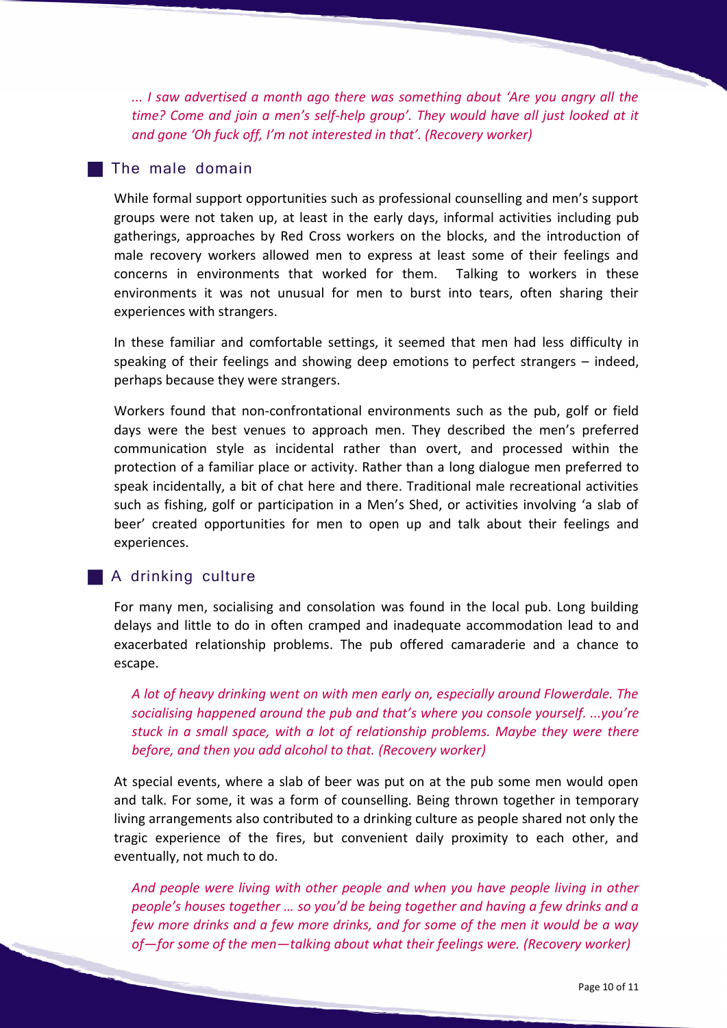*... I saw advertised a month ago there was something about 'Are you angry all the time? Come and join a men's self-help group'. They would have all just looked at it and gone 'Oh fuck off, I'm not interested in that'. (Recovery worker)*

## The male domain

While formal support opportunities such as professional counselling and men's support groups were not taken up, at least in the early days, informal activities including pub gatherings, approaches by Red Cross workers on the blocks, and the introduction of male recovery workers allowed men to express at least some of their feelings and concerns in environments that worked for them. Talking to workers in these environments it was not unusual for men to burst into tears, often sharing their experiences with strangers.

In these familiar and comfortable settings, it seemed that men had less difficulty in speaking of their feelings and showing deep emotions to perfect strangers – indeed, perhaps because they were strangers.

Workers found that non-confrontational environments such as the pub, golf or field days were the best venues to approach men. They described the men's preferred communication style as incidental rather than overt, and processed within the protection of a familiar place or activity. Rather than a long dialogue men preferred to speak incidentally, a bit of chat here and there. Traditional male recreational activities such as fishing, golf or participation in a Men's Shed, or activities involving 'a slab of beer' created opportunities for men to open up and talk about their feelings and experiences.

## A drinking culture

For many men, socialising and consolation was found in the local pub. Long building delays and little to do in often cramped and inadequate accommodation lead to and exacerbated relationship problems. The pub offered camaraderie and a chance to escape.

*A lot of heavy drinking went on with men early on, especially around Flowerdale. The socialising happened around the pub and that's where you console yourself. ...you're stuck in a small space, with a lot of relationship problems. Maybe they were there before, and then you add alcohol to that. (Recovery worker)*

At special events, where a slab of beer was put on at the pub some men would open and talk. For some, it was a form of counselling. Being thrown together in temporary living arrangements also contributed to a drinking culture as people shared not only the tragic experience of the fires, but convenient daily proximity to each other, and eventually, not much to do.

*And people were living with other people and when you have people living in other people's houses together … so you'd be being together and having a few drinks and a few more drinks and a few more drinks, and for some of the men it would be a way of—for some of the men—talking about what their feelings were. (Recovery worker)*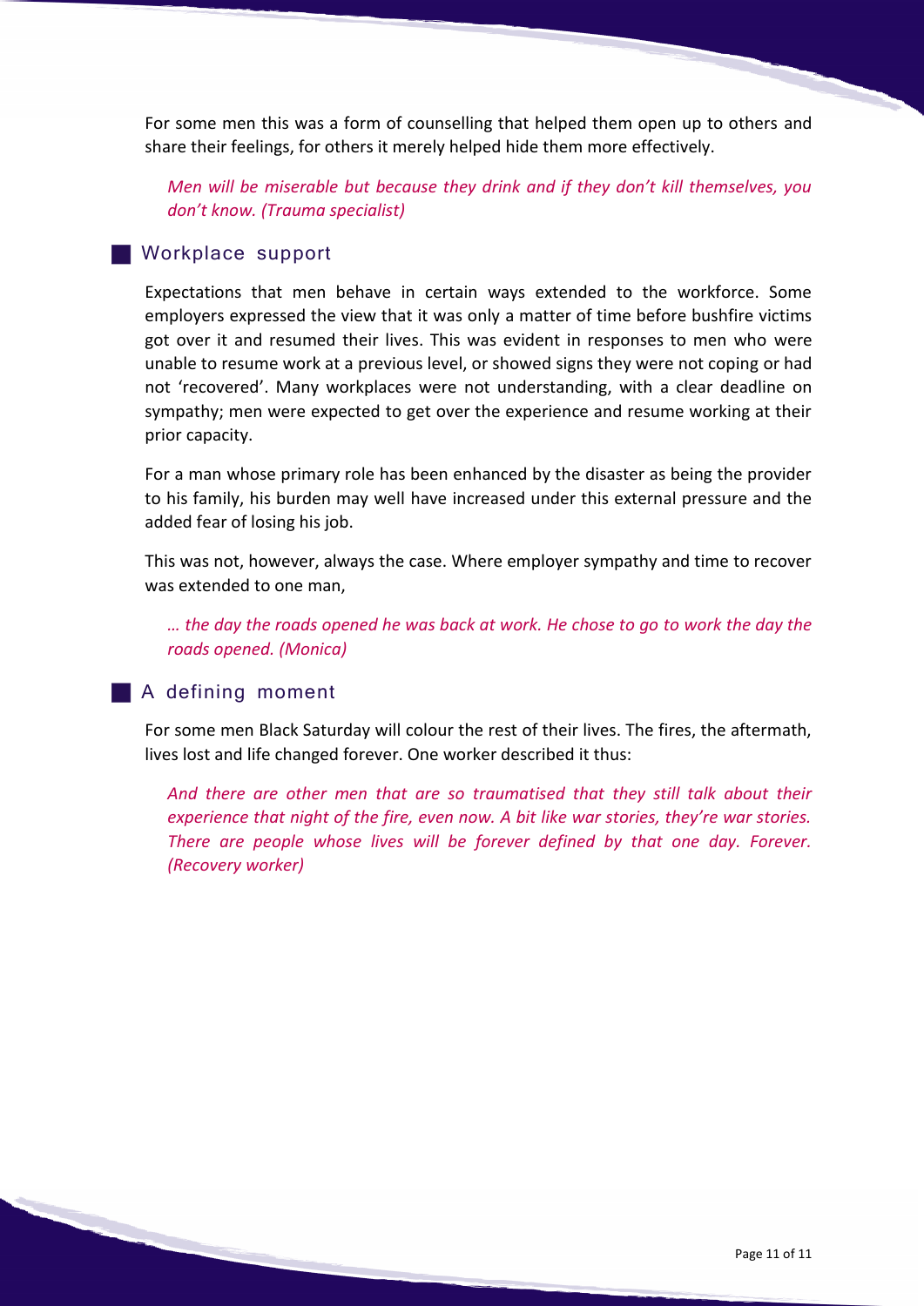For some men this was a form of counselling that helped them open up to others and share their feelings, for others it merely helped hide them more effectively.

> *Men will be miserable but because they drink and if they don't kill themselves, you don't know. (Trauma specialist)*

## Workplace support

Expectations that men behave in certain ways extended to the workforce. Some employers expressed the view that it was only a matter of time before bushfire victims got over it and resumed their lives. This was evident in responses to men who were unable to resume work at a previous level, or showed signs they were not coping or had not 'recovered'. Many workplaces were not understanding, with a clear deadline on sympathy; men were expected to get over the experience and resume working at their prior capacity.

For a man whose primary role has been enhanced by the disaster as being the provider to his family, his burden may well have increased under this external pressure and the added fear of losing his job.

This was not, however, always the case. Where employer sympathy and time to recover was extended to one man,

> *… the day the roads opened he was back at work. He chose to go to work the day the roads opened. (Monica)*

## A defining moment

For some men Black Saturday will colour the rest of their lives. The fires, the aftermath, lives lost and life changed forever. One worker described it thus:

> *And there are other men that are so traumatised that they still talk about their experience that night of the fire, even now. A bit like war stories, they're war stories. There are people whose lives will be forever defined by that one day. Forever. (Recovery worker)*